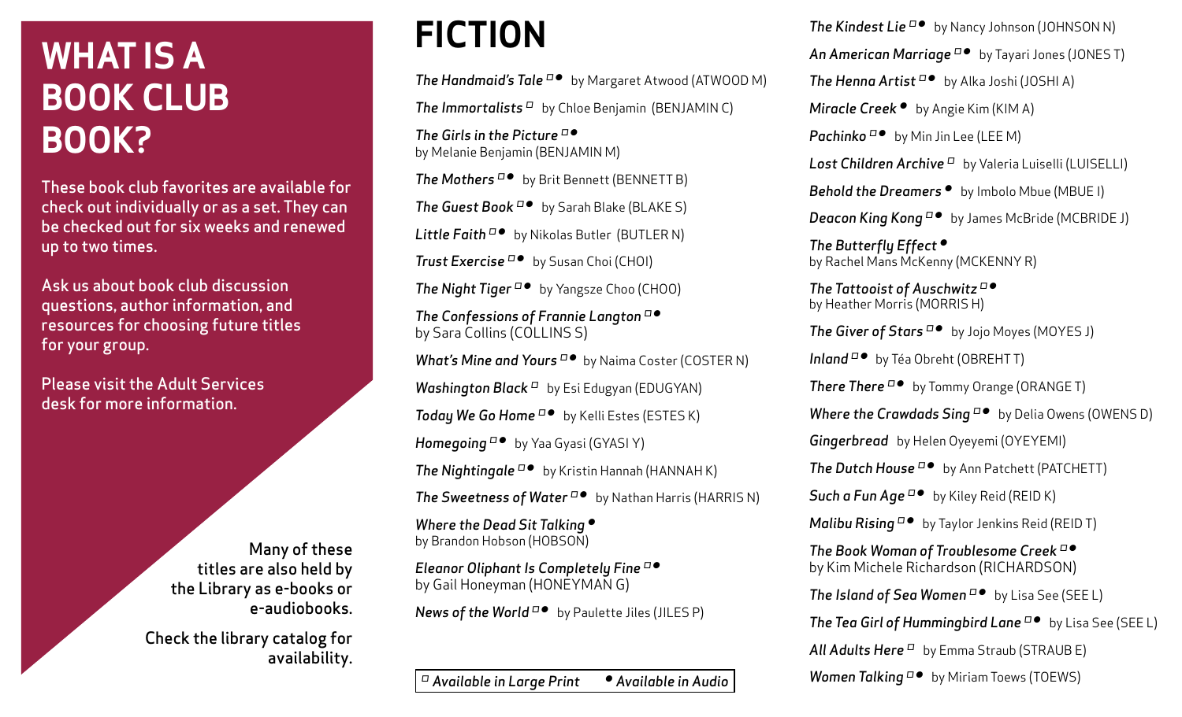# WHAT IS A BOOK CLUB BOOK?

These book club favorites are available for check out individually or as a set. They can be checked out for six weeks and renewed up to two times.

Ask us about book club discussion questions, author information, and resources for choosing future titles for your group.

Please visit the Adult Services desk for more information.

Many of these titles are also held by the Library as e-books or e-audiobooks.

Check the library catalog for availability.

# FICTION

*The Handmaid's Tale* □● by Margaret Atwood (ATWOOD M)

*The Immortalists* □ by Chloe Benjamin (BENJAMIN C)

*The Girls in the Picture* □● by Melanie Benjamin (BENJAMIN M)

*The Mothers* □● by Brit Bennett (BENNETT B)

*The Guest Book* □● by Sarah Blake (BLAKE S)

*Little Faith* □● by Nikolas Butler (BUTLER N)

*Trust Exercise* □● by Susan Choi (CHOI)

*The Night Tiger* □● by Yangsze Choo (CHOO)

*The Confessions of Frannie Langton* □● by Sara Collins (COLLINS S)

*What's Mine and Yours* □● by Naima Coster (COSTER N)

*Washington Black* □ by Esi Edugyan (EDUGYAN)

*Today We Go Home* □● by Kelli Estes (ESTES K)

*Homegoing* □● by Yaa Gyasi (GYASI Y)

*The Nightingale* □● by Kristin Hannah (HANNAH K)

*The Sweetness of Water* □● by Nathan Harris (HARRIS N)

*Where the Dead Sit Talking* ● by Brandon Hobson (HOBSON)

*Eleanor Oliphant Is Completely Fine* □● by Gail Honeyman (HONEYMAN G)

*News of the World* □● by Paulette Jiles (JILES P)

□ *Available in Large Print* ● *Available in Audio*

*The Kindest Lie* □● by Nancy Johnson (JOHNSON N)

*An American Marriage* □● by Tayari Jones (JONES T)

*The Henna Artist* □● by Alka Joshi (JOSHI A)

*Miracle Creek* ● by Angie Kim (KIM A)

*Pachinko* □● by Min Jin Lee (LEE M)

*Lost Children Archive* □ by Valeria Luiselli (LUISELLI)

*Behold the Dreamers* ● by Imbolo Mbue (MBUE I)

*Deacon King Kong* □● by James McBride (MCBRIDE J)

*The Butterfly Effect* ● by Rachel Mans McKenny (MCKENNY R)

*The Tattooist of Auschwitz* □● by Heather Morris (MORRIS H)

*The Giver of Stars* □● by Jojo Moyes (MOYES J)

*Inland* □● by Téa Obreht (OBREHT T)

*There There* □● by Tommy Orange (ORANGE T)

*Where the Crawdads Sing* □● by Delia Owens (OWENS D)

*Gingerbread* by Helen Oyeyemi (OYEYEMI)

*The Dutch House* □● by Ann Patchett (PATCHETT)

*Such a Fun Age* □● by Kiley Reid (REID K)

*Malibu Rising* □● by Taylor Jenkins Reid (REID T)

*The Book Woman of Troublesome Creek* □● by Kim Michele Richardson (RICHARDSON)

*The Island of Sea Women* □● by Lisa See (SEE L)

*The Tea Girl of Hummingbird Lane* □● by Lisa See (SEE L)

*All Adults Here* □ by Emma Straub (STRAUB E)

*Women Talking* □● by Miriam Toews (TOEWS)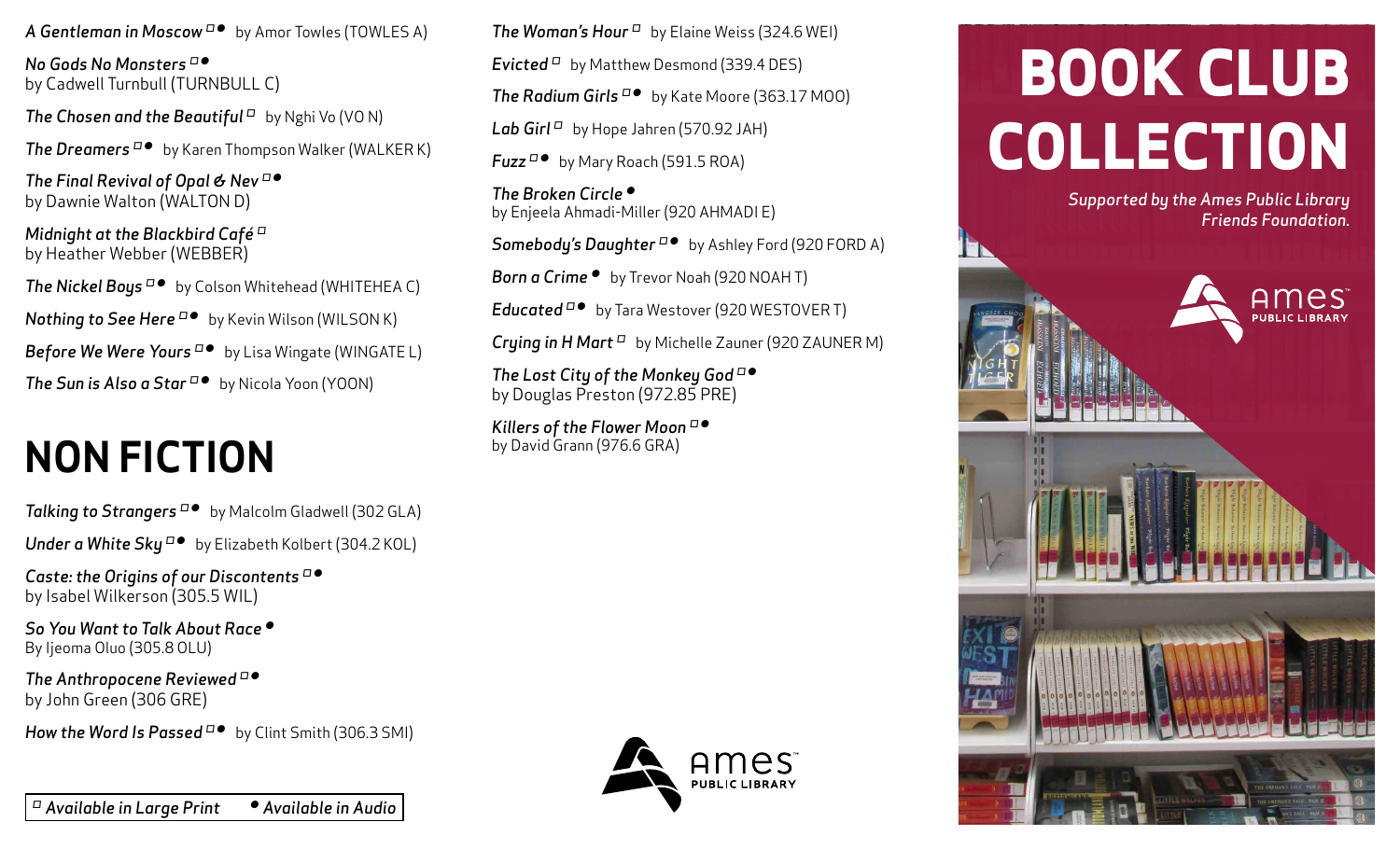*A Gentleman in Moscow* ▫• by Amor Towles (TOWLES A)

*No Gods No Monsters* ▫• by Cadwell Turnbull (TURNBULL C)

*The Chosen and the Beautiful* ▫ by Nghi Vo (VO N)

*The Dreamers* ▫• by Karen Thompson Walker (WALKER K)

*The Final Revival of Opal & Nev* ▫• by Dawnie Walton (WALTON D)

*Midnight at the Blackbird Café* ▫ by Heather Webber (WEBBER)

*The Nickel Boys* ▫• by Colson Whitehead (WHITEHEA C)

*Nothing to See Here* ▫• by Kevin Wilson (WILSON K)

*Before We Were Yours* ▫• by Lisa Wingate (WINGATE L)

*The Sun is Also a Star* ▫• by Nicola Yoon (YOON)

# NON FICTION

*Talking to Strangers* ▫• by Malcolm Gladwell (302 GLA)

*Under a White Sky* ▫• by Elizabeth Kolbert (304.2 KOL)

*Caste: the Origins of our Discontents* ▫• by Isabel Wilkerson (305.5 WIL)

*So You Want to Talk About Race* • By Ijeoma Oluo (305.8 OLU)

*The Anthropocene Reviewed* ▫• by John Green (306 GRE)

*How the Word Is Passed* ▫• by Clint Smith (306.3 SMI)

*The Woman's Hour* ▫ by Elaine Weiss (324.6 WEI)

*Evicted* ▫ by Matthew Desmond (339.4 DES)

*The Radium Girls* ▫• by Kate Moore (363.17 MOO)

*Lab Girl* ▫ by Hope Jahren (570.92 JAH)

*Fuzz* ▫• by Mary Roach (591.5 ROA)

*The Broken Circle* • by Enjeela Ahmadi-Miller (920 AHMADI E)

*Somebody's Daughter* ▫• by Ashley Ford (920 FORD A)

*Born a Crime* • by Trevor Noah (920 NOAH T)

*Educated* ▫• by Tara Westover (920 WESTOVER T)

*Crying in H Mart* ▫ by Michelle Zauner (920 ZAUNER M)

*The Lost City of the Monkey God* ▫• by Douglas Preston (972.85 PRE)

*Killers of the Flower Moon* ▫• by David Grann (976.6 GRA)

*▫ Available in Large Print • Available in Audio*

Ames Public Library

# BOOK CLUB COLLECTION

*Supported by the Ames Public Library Friends Foundation.*

Ames Public Library